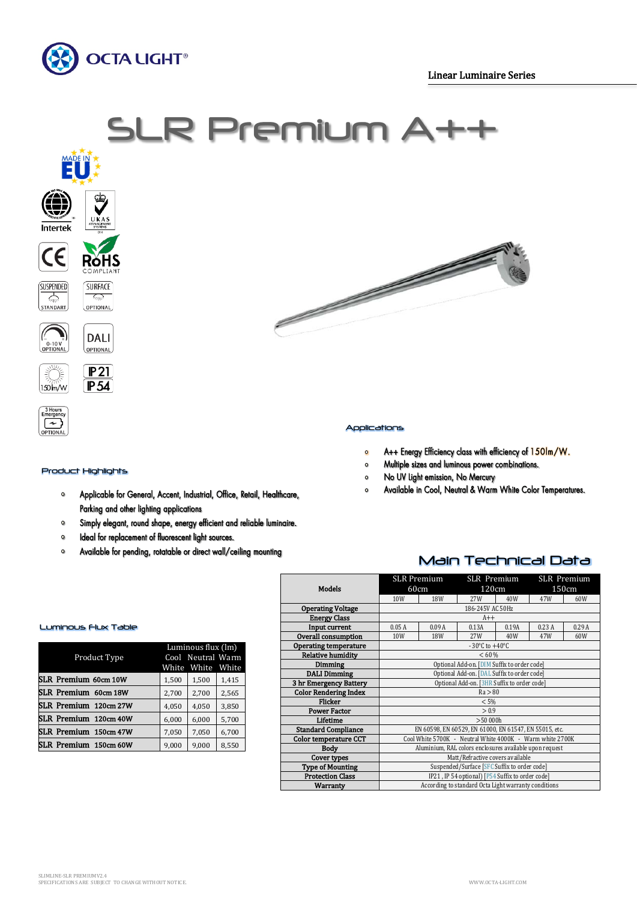OCTA LIGHT®

Linear Luminaire Series

# SLR Premium A++

MADE IN EU

Intertek

UKAS

CE

RoHS COMPLIANT

SUSPENDED STANDART

SURFACE OPTIONAL

0-10V OPTIONAL

DALI OPTIONAL

150lm/W

IP21 IP54

3 Hours Emergency OPTIONAL

## Applications

- A++ Energy Efficiency class with efficiency of 150lm/W.
- Multiple sizes and luminous power combinations.
- No UV light emission, No Mercury
- Available in Cool, Neutral & Warm White Color Temperatures.

## Product Highlights

- Applicable for General, Accent, Industrial, Office, Retail, Healthcare, Parking and other lighting applications
- Simply elegant, round shape, energy efficient and reliable luminaire.
- Ideal for replacement of fluorescent light sources.
- Available for pending, rotatable or direct wall/ceiling mounting

## Main Technical Data

| Models | SLR Premium 60cm | | SLR Premium 120cm | | SLR Premium 150cm | |
|---|---|---|---|---|---|---|
| | 10W | 18W | 27W | 40W | 47W | 60W |
| Operating Voltage | 186-245V AC 50Hz | | | | | |
| Energy Class | A++ | | | | | |
| Input current | 0.05 A | 0.09 A | 0.13A | 0.19A | 0.23 A | 0.29 A |
| Overall consumption | 10W | 18W | 27W | 40W | 47W | 60W |
| Operating temperature | -30°C to +40°C | | | | | |
| Relative humidity | < 60 % | | | | | |
| Dimming | Optional Add-on. [DIM Suffix to order code] | | | | | |
| DALI Dimming | Optional Add-on. [DAL Suffix to order code] | | | | | |
| 3 hr Emergency Battery | Optional Add-on. [3HR Suffix to order code] | | | | | |
| Color Rendering Index | Ra > 80 | | | | | |
| Flicker | < 5% | | | | | |
| Power Factor | > 0.9 | | | | | |
| Lifetime | >50 000h | | | | | |
| Standard Compliance | EN 60598, EN 60529, EN 61000, EN 61547, EN 55015, etc. | | | | | |
| Color temperature CCT | Cool White 5700K - Neutral White 4000K - Warm white 2700K | | | | | |
| Body | Aluminium, RAL colors enclosures available upon request | | | | | |
| Cover types | Matt/Refractive covers available | | | | | |
| Type of Mounting | Suspended/Surface [SFC Suffix to order code] | | | | | |
| Protection Class | IP21 , IP 54 optional) [P54 Suffix to order code] | | | | | |
| Warranty | According to standard Octa Light warranty conditions | | | | | |

## Luminous Flux Table

| Product Type | Luminous flux (lm) Cool White | Neutral White | Warm White |
|---|---|---|---|
| SLR Premium 60cm 10W | 1,500 | 1,500 | 1,415 |
| SLR Premium 60cm 18W | 2,700 | 2,700 | 2,565 |
| SLR Premium 120cm 27W | 4,050 | 4,050 | 3,850 |
| SLR Premium 120cm 40W | 6,000 | 6,000 | 5,700 |
| SLR Premium 150cm 47W | 7,050 | 7,050 | 6,700 |
| SLR Premium 150cm 60W | 9,000 | 9,000 | 8,550 |

SLIMLINE-SLR PREMIUM V2.4
SPECIFICATIONS ARE SUBJECT TO CHANGE WITHOUT NOTICE.

WWW.OCTA-LIGHT.COM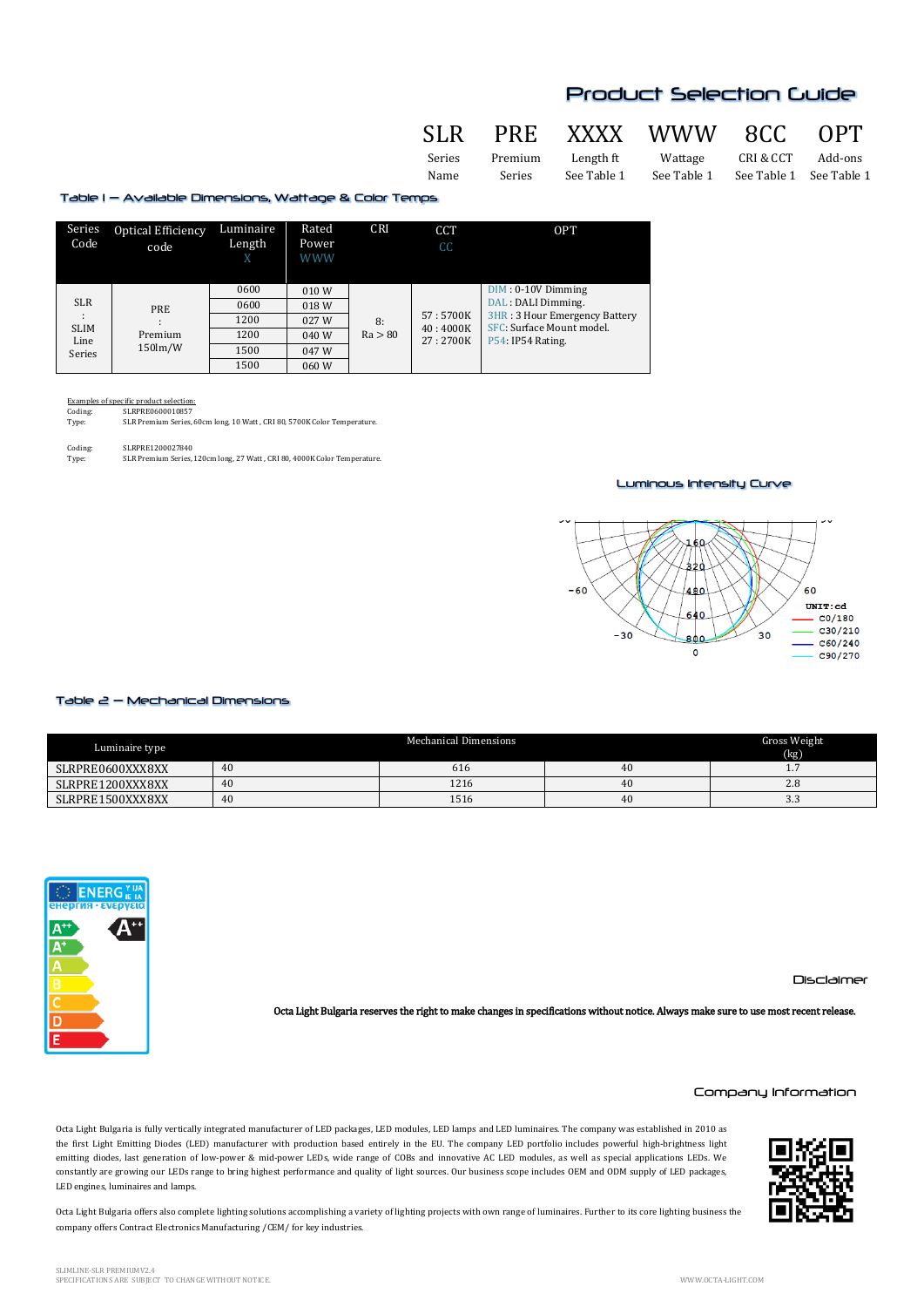## Product Selection Guide

| SLR | PRE | XXXX | WWW | 8CC | OPT |
|---|---|---|---|---|---|
| Series Name | Premium Series | Length ft See Table 1 | Wattage See Table 1 | CRI & CCT See Table 1 | Add-ons See Table 1 |

### Table 1 – Available Dimensions, Wattage & Color Temps

| Series Code | Optical Efficiency code | Luminaire Length X | Rated Power WWW | CRI | CCT CC | OPT |
|---|---|---|---|---|---|---|
| SLR : SLIM Line Series | PRE : Premium 150lm/W | 0600 | 010 W | 8: Ra > 80 | 57 : 5700K 40 : 4000K 27 : 2700K | DIM : 0-10V Dimming DAL : DALI Dimming. 3HR : 3 Hour Emergency Battery SFC: Surface Mount model. P54: IP54 Rating. |
| | | 0600 | 018 W | | | |
| | | 1200 | 027 W | | | |
| | | 1200 | 040 W | | | |
| | | 1500 | 047 W | | | |
| | | 1500 | 060 W | | | |

Examples of specific product selection:

Coding: SLRPRE0600010857
Type: SLR Premium Series, 60cm long, 10 Watt , CRI 80, 5700K Color Temperature.

Coding: SLRPRE1200027840
Type: SLR Premium Series, 120cm long, 27 Watt , CRI 80, 4000K Color Temperature.

### Luminous Intensity Curve

90 90
160
320
-60 60
480
640
-30 30
800
0
UNIT:cd
C0/180
C30/210
C60/240
C90/270

### Table 2 – Mechanical Dimensions

| Luminaire type | Mechanical Dimensions | | | Gross Weight (kg) |
|---|---|---|---|---|
| SLRPRE0600XXX8XX | 40 | 616 | 40 | 1.7 |
| SLRPRE1200XXX8XX | 40 | 1216 | 40 | 2.8 |
| SLRPRE1500XXX8XX | 40 | 1516 | 40 | 3.3 |

ENERGY енергия · ενεργεια
A++ A+ A B C D E
A++

### Disclaimer

**Octa Light Bulgaria reserves the right to make changes in specifications without notice. Always make sure to use most recent release.**

### Company Information

Octa Light Bulgaria is fully vertically integrated manufacturer of LED packages, LED modules, LED lamps and LED luminaires. The company was established in 2010 as the first Light Emitting Diodes (LED) manufacturer with production based entirely in the EU. The company LED portfolio includes powerful high-brightness light emitting diodes, last generation of low-power & mid-power LEDs, wide range of COBs and innovative AC LED modules, as well as special applications LEDs. We constantly are growing our LEDs range to bring highest performance and quality of light sources. Our business scope includes OEM and ODM supply of LED packages, LED engines, luminaires and lamps.

Octa Light Bulgaria offers also complete lighting solutions accomplishing a variety of lighting projects with own range of luminaires. Further to its core lighting business the company offers Contract Electronics Manufacturing /CEM/ for key industries.

SLIMLINE-SLR PREMIUM V2.4
SPECIFICATIONS ARE SUBJECT TO CHANGE WITHOUT NOTICE.

WWW.OCTA-LIGHT.COM